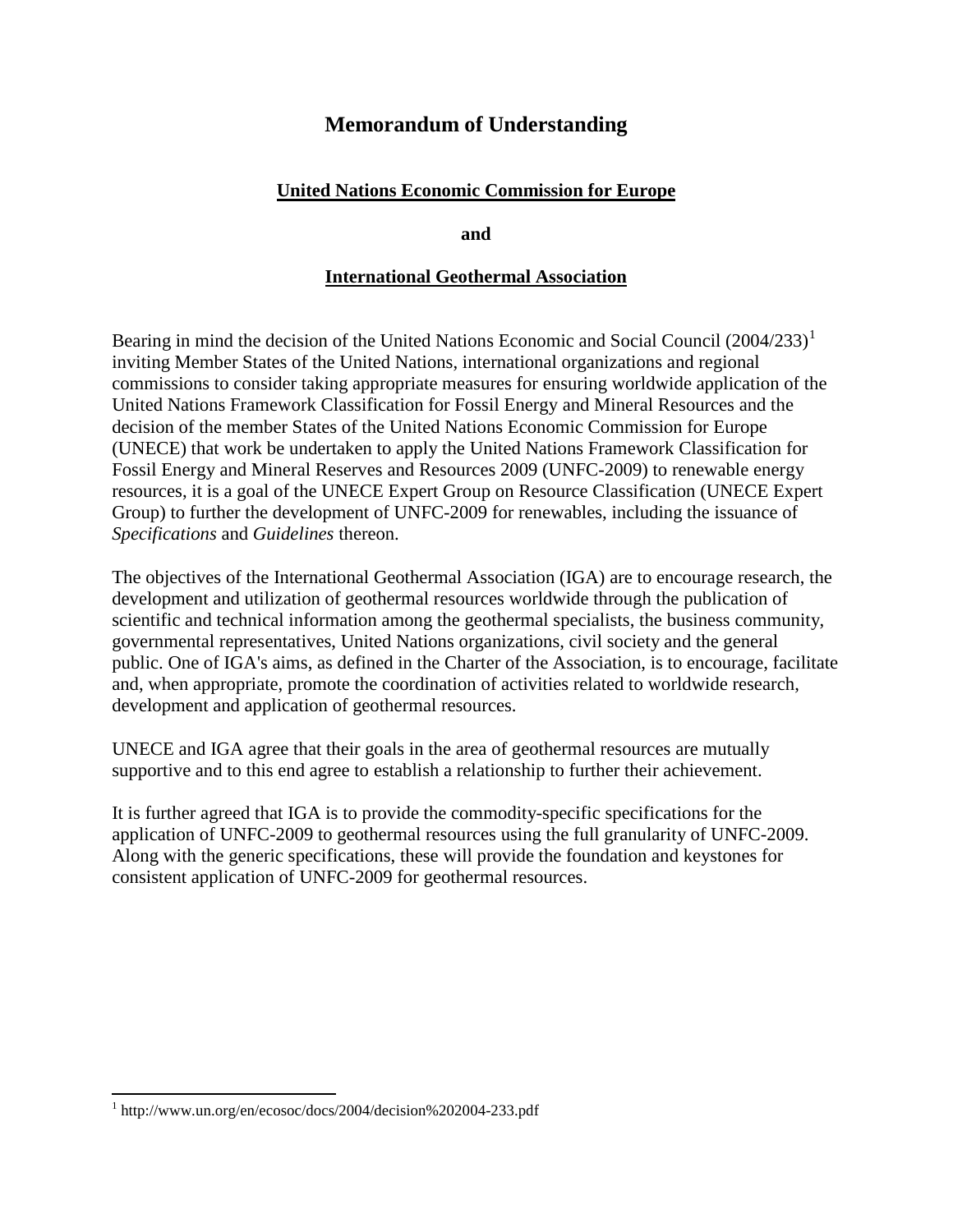# Memorandum of Understanding

**United Nations Economic Commission for Europe**

**and**

**International Geothermal Association**

Bearing in mind the decision of the United Nations Economic and Social Council (2004/233)[1] inviting Member States of the United Nations, international organizations and regional commissions to consider taking appropriate measures for ensuring worldwide application of the United Nations Framework Classification for Fossil Energy and Mineral Resources and the decision of the member States of the United Nations Economic Commission for Europe (UNECE) that work be undertaken to apply the United Nations Framework Classification for Fossil Energy and Mineral Reserves and Resources 2009 (UNFC-2009) to renewable energy resources, it is a goal of the UNECE Expert Group on Resource Classification (UNECE Expert Group) to further the development of UNFC-2009 for renewables, including the issuance of *Specifications* and *Guidelines* thereon.

The objectives of the International Geothermal Association (IGA) are to encourage research, the development and utilization of geothermal resources worldwide through the publication of scientific and technical information among the geothermal specialists, the business community, governmental representatives, United Nations organizations, civil society and the general public. One of IGA's aims, as defined in the Charter of the Association, is to encourage, facilitate and, when appropriate, promote the coordination of activities related to worldwide research, development and application of geothermal resources.

UNECE and IGA agree that their goals in the area of geothermal resources are mutually supportive and to this end agree to establish a relationship to further their achievement.

It is further agreed that IGA is to provide the commodity-specific specifications for the application of UNFC-2009 to geothermal resources using the full granularity of UNFC-2009. Along with the generic specifications, these will provide the foundation and keystones for consistent application of UNFC-2009 for geothermal resources.

[1] http://www.un.org/en/ecosoc/docs/2004/decision%202004-233.pdf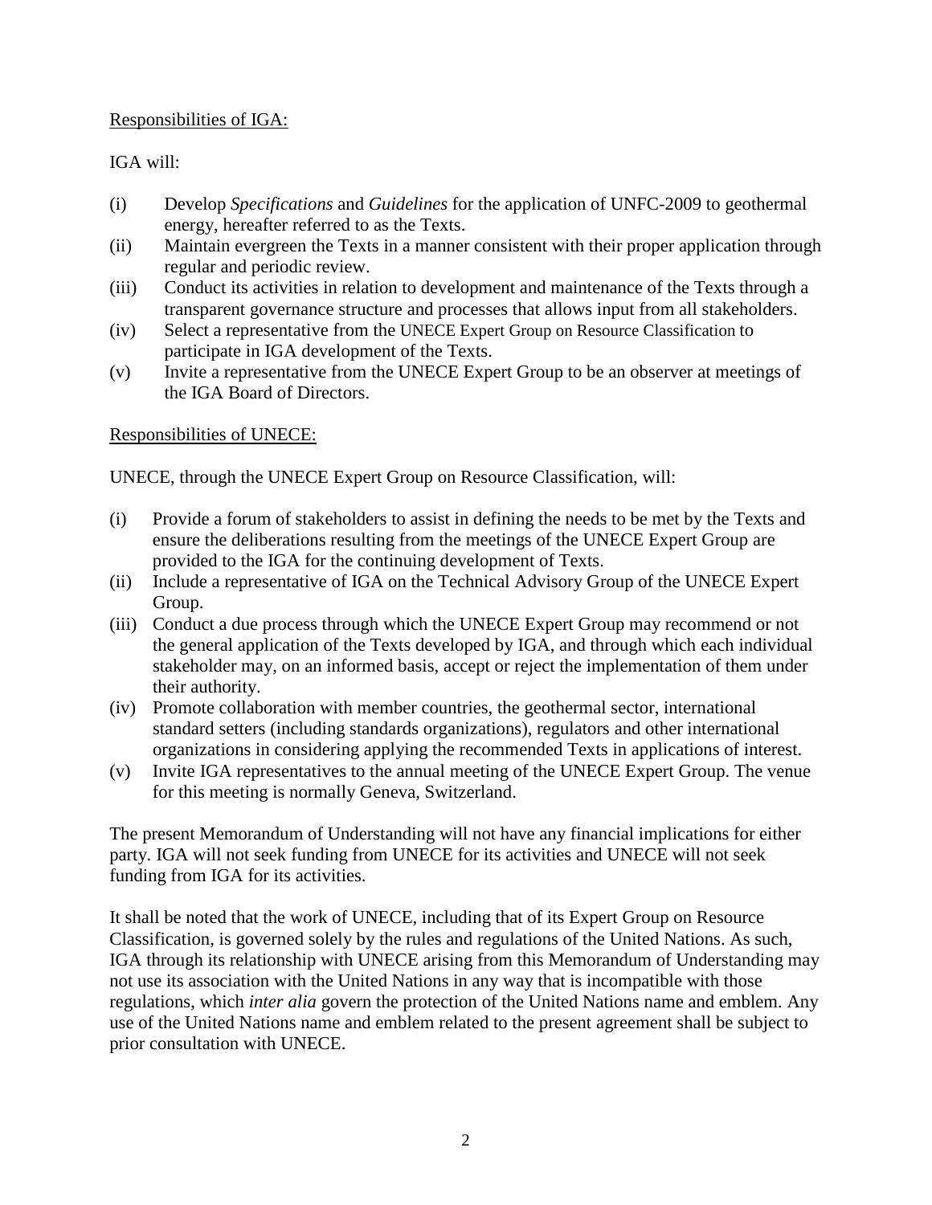<u>Responsibilities of IGA:</u>

IGA will:

(i) Develop *Specifications* and *Guidelines* for the application of UNFC-2009 to geothermal energy, hereafter referred to as the Texts.
(ii) Maintain evergreen the Texts in a manner consistent with their proper application through regular and periodic review.
(iii) Conduct its activities in relation to development and maintenance of the Texts through a transparent governance structure and processes that allows input from all stakeholders.
(iv) Select a representative from the UNECE Expert Group on Resource Classification to participate in IGA development of the Texts.
(v) Invite a representative from the UNECE Expert Group to be an observer at meetings of the IGA Board of Directors.

<u>Responsibilities of UNECE:</u>

UNECE, through the UNECE Expert Group on Resource Classification, will:

(i) Provide a forum of stakeholders to assist in defining the needs to be met by the Texts and ensure the deliberations resulting from the meetings of the UNECE Expert Group are provided to the IGA for the continuing development of Texts.
(ii) Include a representative of IGA on the Technical Advisory Group of the UNECE Expert Group.
(iii) Conduct a due process through which the UNECE Expert Group may recommend or not the general application of the Texts developed by IGA, and through which each individual stakeholder may, on an informed basis, accept or reject the implementation of them under their authority.
(iv) Promote collaboration with member countries, the geothermal sector, international standard setters (including standards organizations), regulators and other international organizations in considering applying the recommended Texts in applications of interest.
(v) Invite IGA representatives to the annual meeting of the UNECE Expert Group. The venue for this meeting is normally Geneva, Switzerland.

The present Memorandum of Understanding will not have any financial implications for either party. IGA will not seek funding from UNECE for its activities and UNECE will not seek funding from IGA for its activities.

It shall be noted that the work of UNECE, including that of its Expert Group on Resource Classification, is governed solely by the rules and regulations of the United Nations. As such, IGA through its relationship with UNECE arising from this Memorandum of Understanding may not use its association with the United Nations in any way that is incompatible with those regulations, which *inter alia* govern the protection of the United Nations name and emblem. Any use of the United Nations name and emblem related to the present agreement shall be subject to prior consultation with UNECE.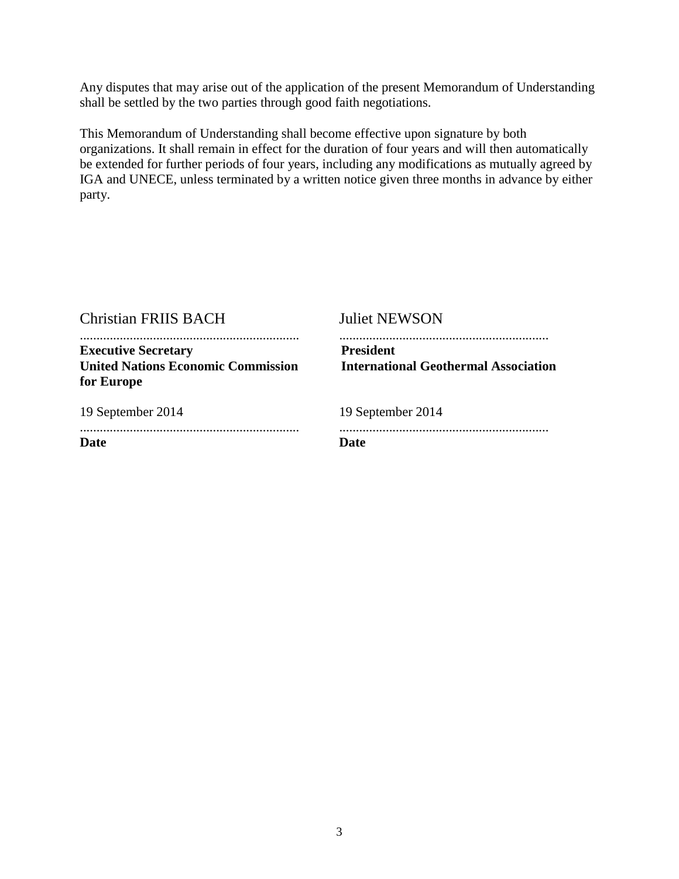Any disputes that may arise out of the application of the present Memorandum of Understanding shall be settled by the two parties through good faith negotiations.

This Memorandum of Understanding shall become effective upon signature by both organizations. It shall remain in effect for the duration of four years and will then automatically be extended for further periods of four years, including any modifications as mutually agreed by IGA and UNECE, unless terminated by a written notice given three months in advance by either party.

Christian FRIIS BACH

..................................................................

**Executive Secretary**
**United Nations Economic Commission for Europe**

19 September 2014

..................................................................

**Date**

Juliet NEWSON

..................................................................

**President**
**International Geothermal Association**

19 September 2014

..................................................................

**Date**